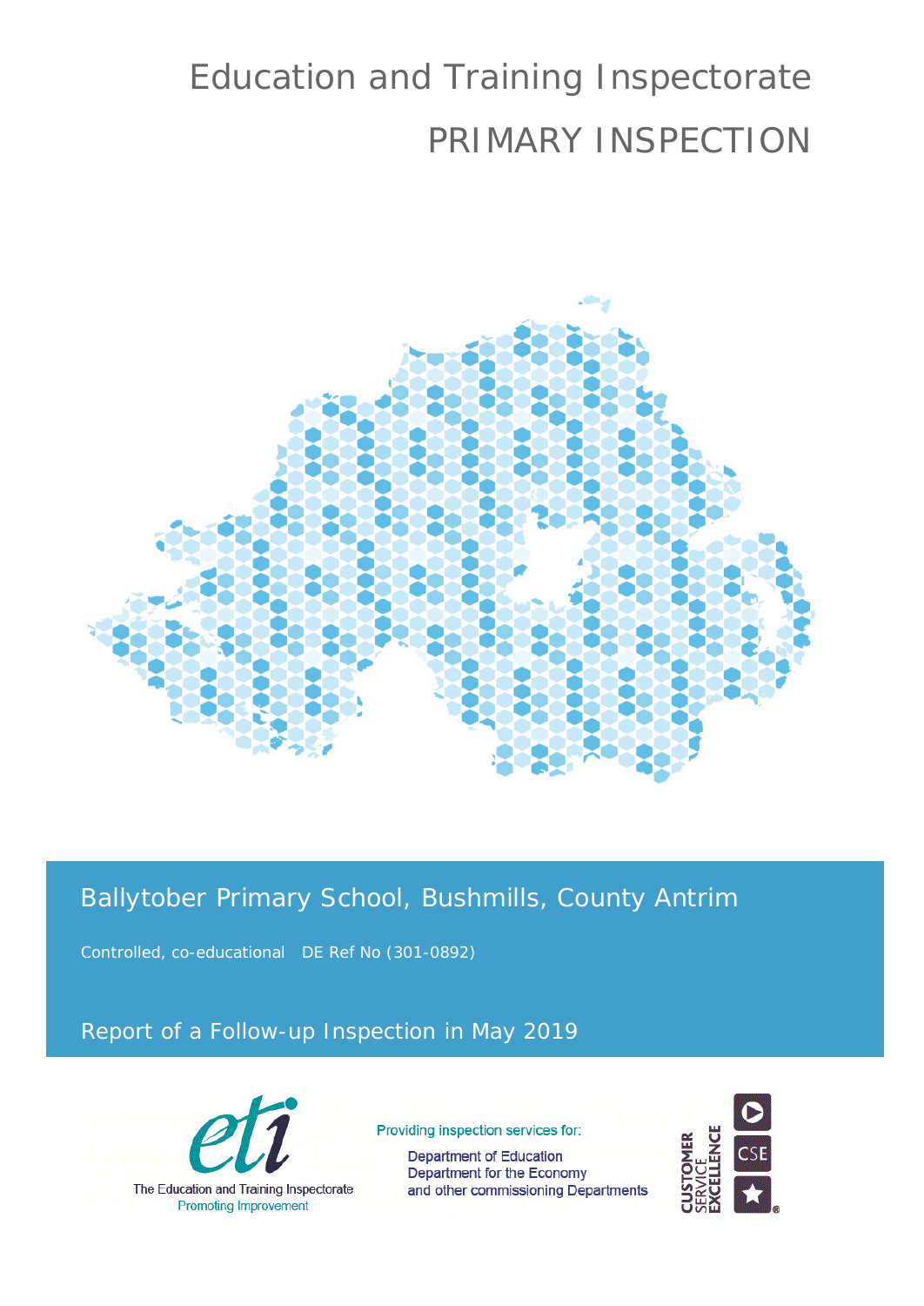# Education and Training Inspectorate

## PRIMARY INSPECTION

## Ballytober Primary School, Bushmills, County Antrim

Controlled, co-educational DE Ref No (301-0892)

### Report of a Follow-up Inspection in May 2019

The Education and Training Inspectorate
Promoting Improvement

Providing inspection services for:

Department of Education
Department for the Economy
and other commissioning Departments

CUSTOMER SERVICE EXCELLENCE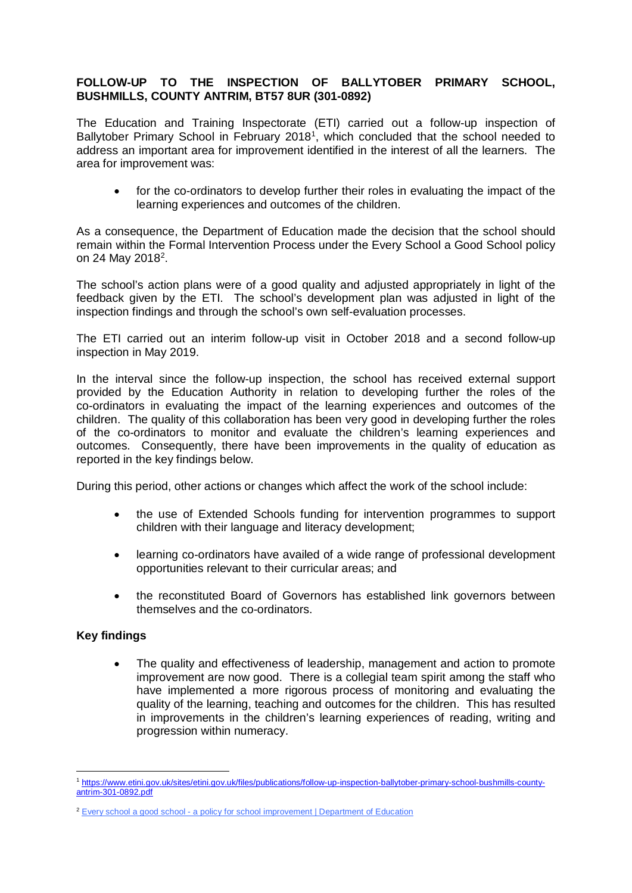**FOLLOW-UP TO THE INSPECTION OF BALLYTOBER PRIMARY SCHOOL, BUSHMILLS, COUNTY ANTRIM, BT57 8UR (301-0892)**

The Education and Training Inspectorate (ETI) carried out a follow-up inspection of Ballytober Primary School in February 2018[1], which concluded that the school needed to address an important area for improvement identified in the interest of all the learners. The area for improvement was:

- for the co-ordinators to develop further their roles in evaluating the impact of the learning experiences and outcomes of the children.

As a consequence, the Department of Education made the decision that the school should remain within the Formal Intervention Process under the Every School a Good School policy on 24 May 2018[2].

The school's action plans were of a good quality and adjusted appropriately in light of the feedback given by the ETI. The school's development plan was adjusted in light of the inspection findings and through the school's own self-evaluation processes.

The ETI carried out an interim follow-up visit in October 2018 and a second follow-up inspection in May 2019.

In the interval since the follow-up inspection, the school has received external support provided by the Education Authority in relation to developing further the roles of the co-ordinators in evaluating the impact of the learning experiences and outcomes of the children. The quality of this collaboration has been very good in developing further the roles of the co-ordinators to monitor and evaluate the children's learning experiences and outcomes. Consequently, there have been improvements in the quality of education as reported in the key findings below.

During this period, other actions or changes which affect the work of the school include:

- the use of Extended Schools funding for intervention programmes to support children with their language and literacy development;
- learning co-ordinators have availed of a wide range of professional development opportunities relevant to their curricular areas; and
- the reconstituted Board of Governors has established link governors between themselves and the co-ordinators.

**Key findings**

- The quality and effectiveness of leadership, management and action to promote improvement are now good. There is a collegial team spirit among the staff who have implemented a more rigorous process of monitoring and evaluating the quality of the learning, teaching and outcomes for the children. This has resulted in improvements in the children's learning experiences of reading, writing and progression within numeracy.

---

[1] https://www.etini.gov.uk/sites/etini.gov.uk/files/publications/follow-up-inspection-ballytober-primary-school-bushmills-county-antrim-301-0892.pdf

[2] Every school a good school - a policy for school improvement | Department of Education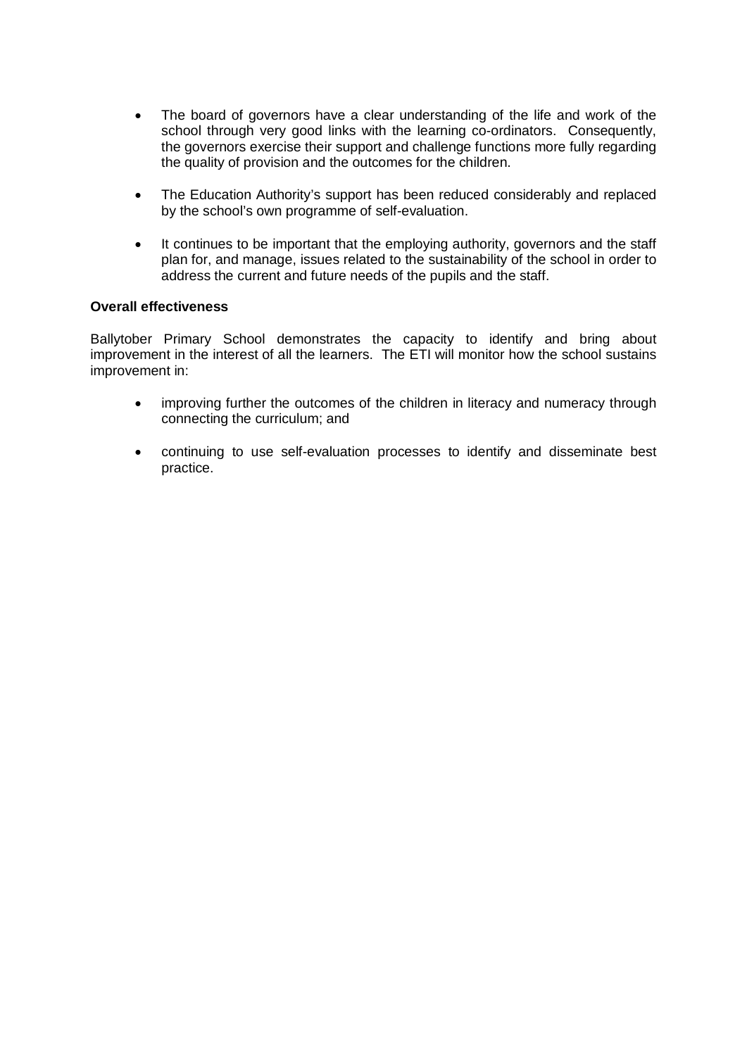- The board of governors have a clear understanding of the life and work of the school through very good links with the learning co-ordinators. Consequently, the governors exercise their support and challenge functions more fully regarding the quality of provision and the outcomes for the children.

- The Education Authority's support has been reduced considerably and replaced by the school's own programme of self-evaluation.

- It continues to be important that the employing authority, governors and the staff plan for, and manage, issues related to the sustainability of the school in order to address the current and future needs of the pupils and the staff.

**Overall effectiveness**

Ballytober Primary School demonstrates the capacity to identify and bring about improvement in the interest of all the learners. The ETI will monitor how the school sustains improvement in:

- improving further the outcomes of the children in literacy and numeracy through connecting the curriculum; and

- continuing to use self-evaluation processes to identify and disseminate best practice.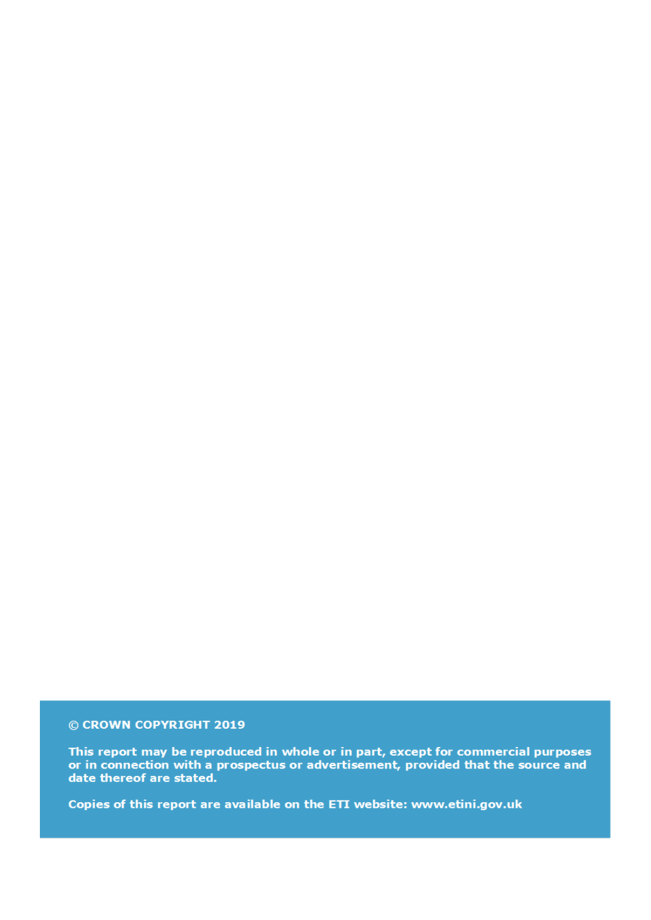**© CROWN COPYRIGHT 2019**

**This report may be reproduced in whole or in part, except for commercial purposes or in connection with a prospectus or advertisement, provided that the source and date thereof are stated.**

**Copies of this report are available on the ETI website: www.etini.gov.uk**